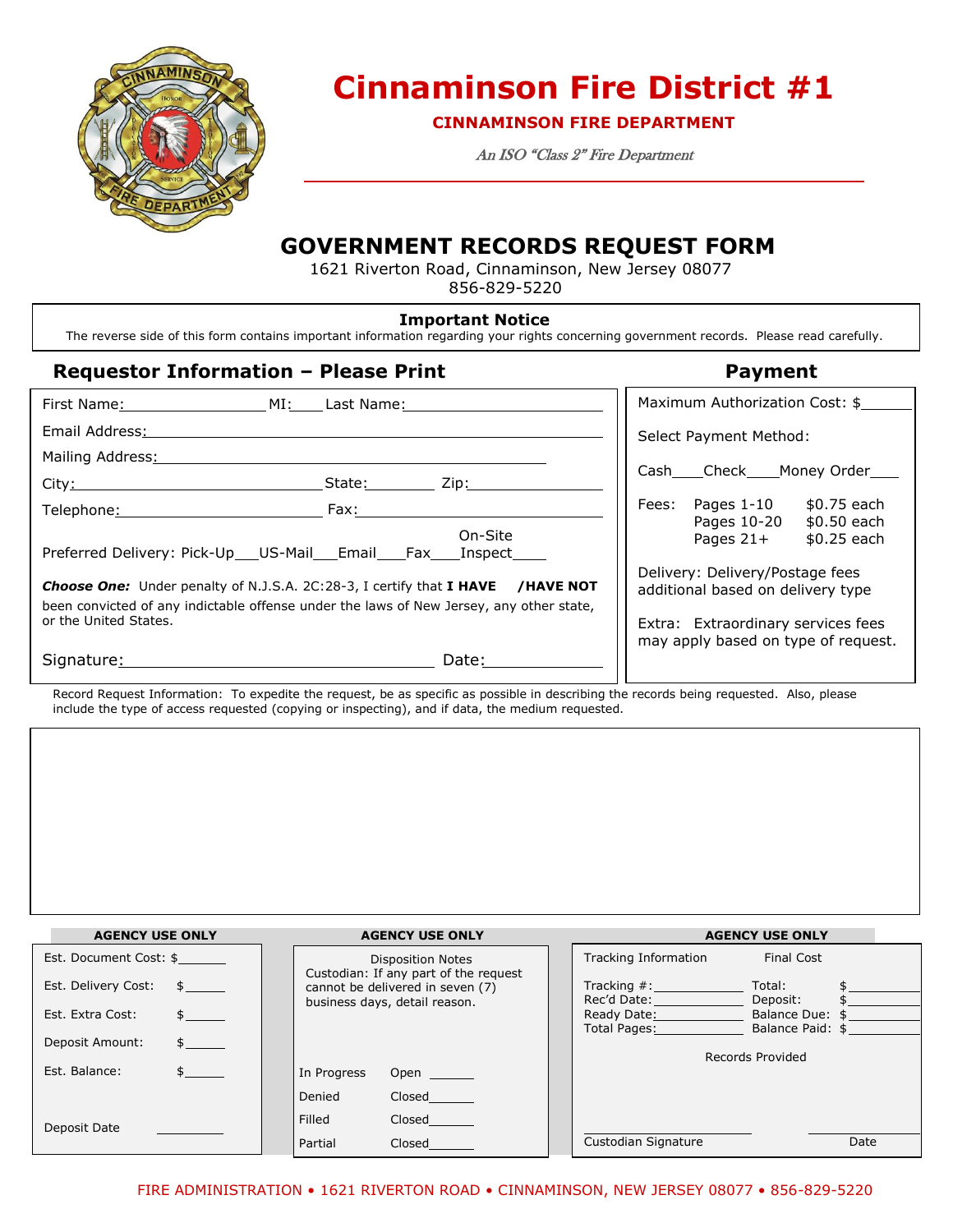# Cinnaminson Fire District #1

**CINNAMINSON FIRE DEPARTMENT**

*An ISO "Class 2" Fire Department*

## GOVERNMENT RECORDS REQUEST FORM

1621 Riverton Road, Cinnaminson, New Jersey 08077
856-829-5220

**Important Notice**
The reverse side of this form contains important information regarding your rights concerning government records. Please read carefully.

### Requestor Information – Please Print

First Name:________________ MI:____ Last Name:________________________

Email Address:______________________________________________

Mailing Address:____________________________________________

City:______________________ State:________ Zip:______________

Telephone:____________________ Fax:__________________________

Preferred Delivery: Pick-Up___US-Mail___Email___Fax___On-Site Inspect____

***Choose One:*** Under penalty of N.J.S.A. 2C:28-3, I certify that **I HAVE** **/HAVE NOT** been convicted of any indictable offense under the laws of New Jersey, any other state, or the United States.

Signature:______________________________ Date:____________

### Payment

Maximum Authorization Cost: $______

Select Payment Method:

Cash____Check____Money Order___

Fees:

| | |
|---|---|
| Pages 1-10 | $0.75 each |
| Pages 10-20 | $0.50 each |
| Pages 21+ | $0.25 each |

Delivery: Delivery/Postage fees additional based on delivery type

Extra: Extraordinary services fees may apply based on type of request.

Record Request Information: To expedite the request, be as specific as possible in describing the records being requested. Also, please include the type of access requested (copying or inspecting), and if data, the medium requested.

---

**AGENCY USE ONLY**

Est. Document Cost: $______

Est. Delivery Cost: $______

Est. Extra Cost: $______

Deposit Amount: $______

Est. Balance: $______

Deposit Date __________

**AGENCY USE ONLY**

Disposition Notes
Custodian: If any part of the request cannot be delivered in seven (7) business days, detail reason.

| | |
|---|---|
| In Progress | Open ______ |
| Denied | Closed______ |
| Filled | Closed______ |
| Partial | Closed______ |

**AGENCY USE ONLY**

| Tracking Information | | Final Cost | |
|---|---|---|---|
| Tracking #: | ____________ | Total: | $__________ |
| Rec'd Date: | ____________ | Deposit: | $__________ |
| Ready Date: | ____________ | Balance Due: | $__________ |
| Total Pages: | ____________ | Balance Paid: | $__________ |

Records Provided

Custodian Signature ____________________ Date ____________

FIRE ADMINISTRATION • 1621 RIVERTON ROAD • CINNAMINSON, NEW JERSEY 08077 • 856-829-5220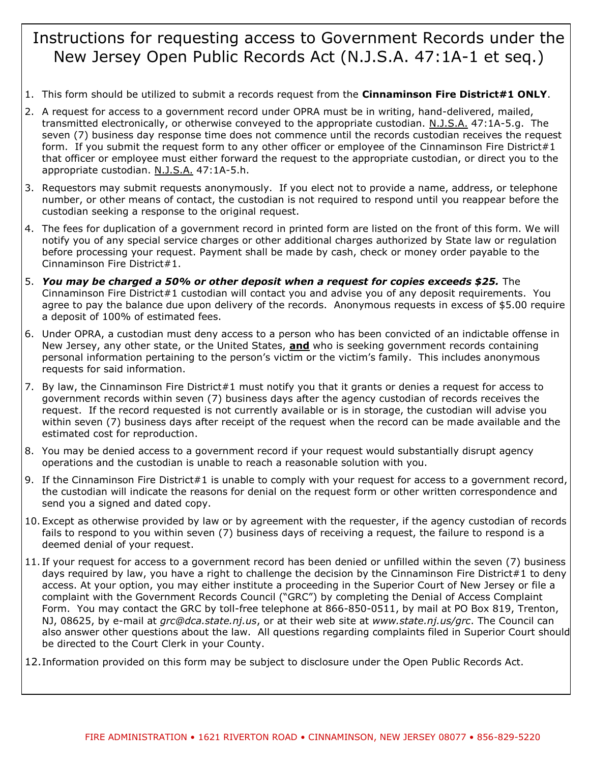# Instructions for requesting access to Government Records under the New Jersey Open Public Records Act (N.J.S.A. 47:1A-1 et seq.)

1. This form should be utilized to submit a records request from the **Cinnaminson Fire District#1 ONLY**.
2. A request for access to a government record under OPRA must be in writing, hand-delivered, mailed, transmitted electronically, or otherwise conveyed to the appropriate custodian. N.J.S.A. 47:1A-5.g. The seven (7) business day response time does not commence until the records custodian receives the request form. If you submit the request form to any other officer or employee of the Cinnaminson Fire District#1 that officer or employee must either forward the request to the appropriate custodian, or direct you to the appropriate custodian. N.J.S.A. 47:1A-5.h.
3. Requestors may submit requests anonymously. If you elect not to provide a name, address, or telephone number, or other means of contact, the custodian is not required to respond until you reappear before the custodian seeking a response to the original request.
4. The fees for duplication of a government record in printed form are listed on the front of this form. We will notify you of any special service charges or other additional charges authorized by State law or regulation before processing your request. Payment shall be made by cash, check or money order payable to the Cinnaminson Fire District#1.
5. ***You may be charged a 50% or other deposit when a request for copies exceeds $25.*** The Cinnaminson Fire District#1 custodian will contact you and advise you of any deposit requirements. You agree to pay the balance due upon delivery of the records. Anonymous requests in excess of $5.00 require a deposit of 100% of estimated fees.
6. Under OPRA, a custodian must deny access to a person who has been convicted of an indictable offense in New Jersey, any other state, or the United States, **and** who is seeking government records containing personal information pertaining to the person's victim or the victim's family. This includes anonymous requests for said information.
7. By law, the Cinnaminson Fire District#1 must notify you that it grants or denies a request for access to government records within seven (7) business days after the agency custodian of records receives the request. If the record requested is not currently available or is in storage, the custodian will advise you within seven (7) business days after receipt of the request when the record can be made available and the estimated cost for reproduction.
8. You may be denied access to a government record if your request would substantially disrupt agency operations and the custodian is unable to reach a reasonable solution with you.
9. If the Cinnaminson Fire District#1 is unable to comply with your request for access to a government record, the custodian will indicate the reasons for denial on the request form or other written correspondence and send you a signed and dated copy.
10. Except as otherwise provided by law or by agreement with the requester, if the agency custodian of records fails to respond to you within seven (7) business days of receiving a request, the failure to respond is a deemed denial of your request.
11. If your request for access to a government record has been denied or unfilled within the seven (7) business days required by law, you have a right to challenge the decision by the Cinnaminson Fire District#1 to deny access. At your option, you may either institute a proceeding in the Superior Court of New Jersey or file a complaint with the Government Records Council ("GRC") by completing the Denial of Access Complaint Form. You may contact the GRC by toll-free telephone at 866-850-0511, by mail at PO Box 819, Trenton, NJ, 08625, by e-mail at *grc@dca.state.nj.us*, or at their web site at *www.state.nj.us/grc*. The Council can also answer other questions about the law. All questions regarding complaints filed in Superior Court should be directed to the Court Clerk in your County.
12. Information provided on this form may be subject to disclosure under the Open Public Records Act.

FIRE ADMINISTRATION • 1621 RIVERTON ROAD • CINNAMINSON, NEW JERSEY 08077 • 856-829-5220